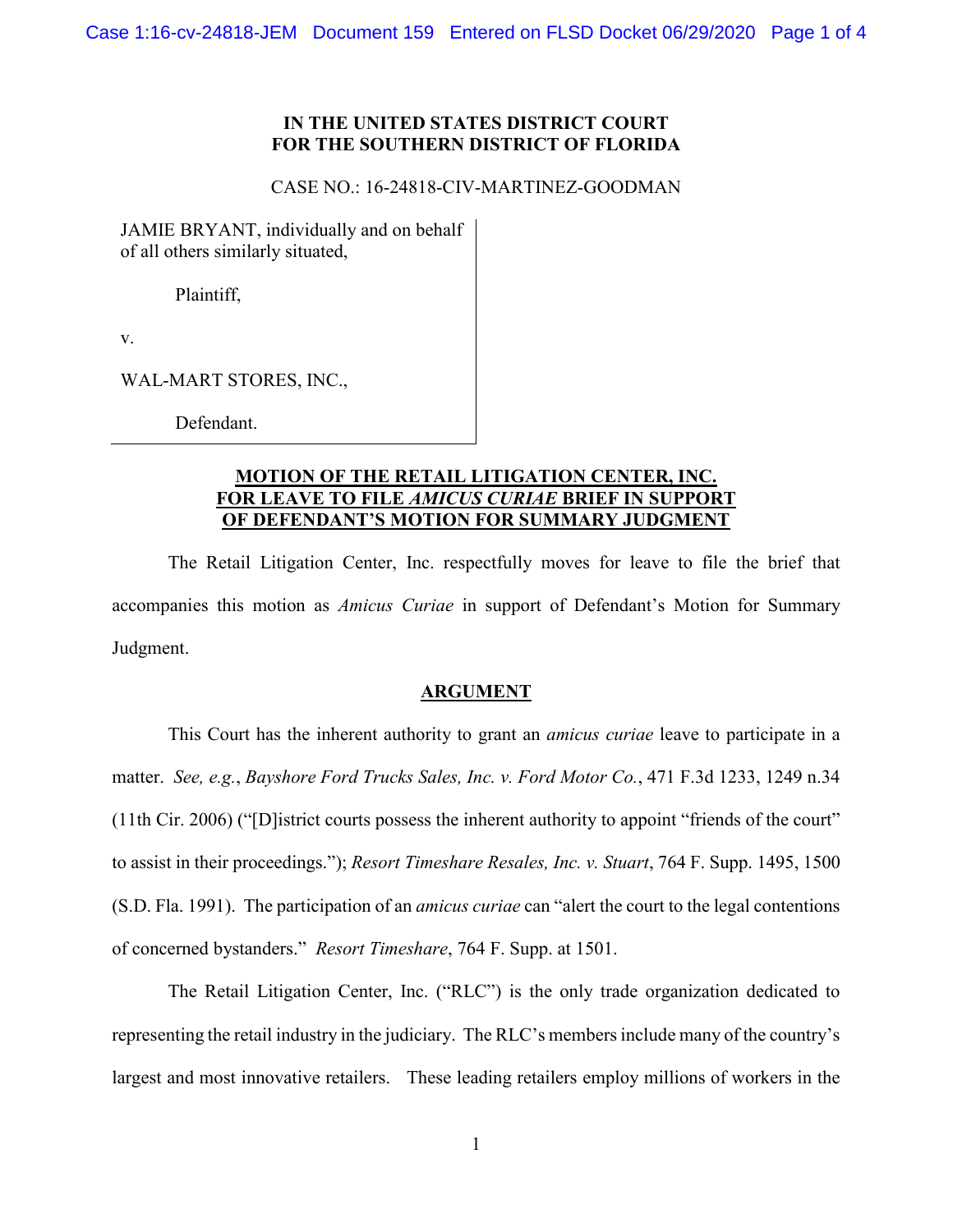**IN THE UNITED STATES DISTRICT COURT**
**FOR THE SOUTHERN DISTRICT OF FLORIDA**

CASE NO.: 16-24818-CIV-MARTINEZ-GOODMAN

JAMIE BRYANT, individually and on behalf of all others similarly situated,

Plaintiff,

v.

WAL-MART STORES, INC.,

Defendant.

**MOTION OF THE RETAIL LITIGATION CENTER, INC. FOR LEAVE TO FILE *AMICUS CURIAE* BRIEF IN SUPPORT OF DEFENDANT'S MOTION FOR SUMMARY JUDGMENT**

The Retail Litigation Center, Inc. respectfully moves for leave to file the brief that accompanies this motion as *Amicus Curiae* in support of Defendant's Motion for Summary Judgment.

**ARGUMENT**

This Court has the inherent authority to grant an *amicus curiae* leave to participate in a matter. *See, e.g.*, *Bayshore Ford Trucks Sales, Inc. v. Ford Motor Co.*, 471 F.3d 1233, 1249 n.34 (11th Cir. 2006) ("[D]istrict courts possess the inherent authority to appoint "friends of the court" to assist in their proceedings."); *Resort Timeshare Resales, Inc. v. Stuart*, 764 F. Supp. 1495, 1500 (S.D. Fla. 1991). The participation of an *amicus curiae* can "alert the court to the legal contentions of concerned bystanders." *Resort Timeshare*, 764 F. Supp. at 1501.

The Retail Litigation Center, Inc. ("RLC") is the only trade organization dedicated to representing the retail industry in the judiciary. The RLC's members include many of the country's largest and most innovative retailers. These leading retailers employ millions of workers in the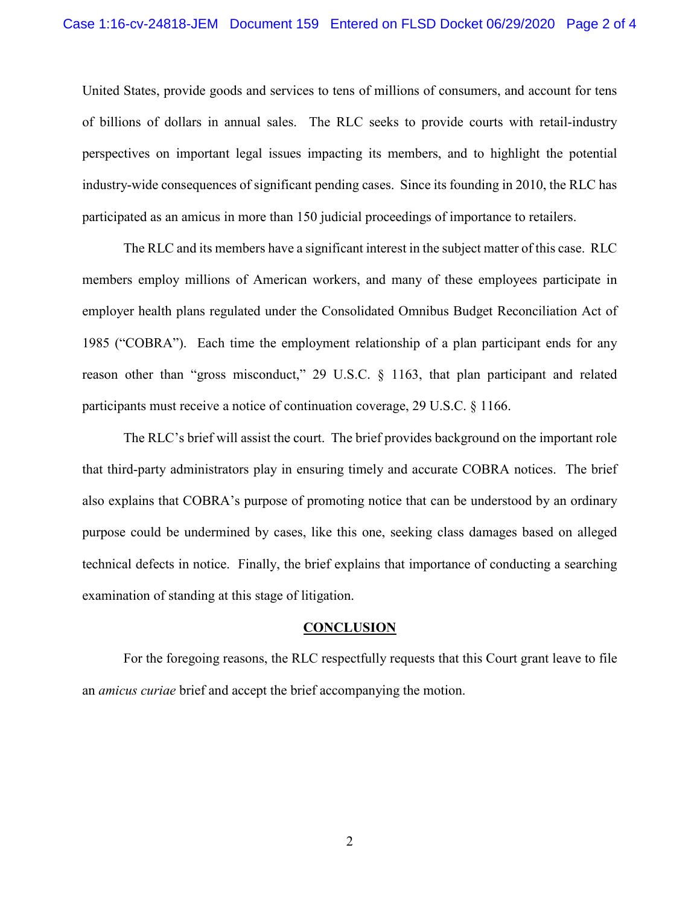United States, provide goods and services to tens of millions of consumers, and account for tens of billions of dollars in annual sales. The RLC seeks to provide courts with retail-industry perspectives on important legal issues impacting its members, and to highlight the potential industry-wide consequences of significant pending cases. Since its founding in 2010, the RLC has participated as an amicus in more than 150 judicial proceedings of importance to retailers.

The RLC and its members have a significant interest in the subject matter of this case. RLC members employ millions of American workers, and many of these employees participate in employer health plans regulated under the Consolidated Omnibus Budget Reconciliation Act of 1985 ("COBRA"). Each time the employment relationship of a plan participant ends for any reason other than "gross misconduct," 29 U.S.C. § 1163, that plan participant and related participants must receive a notice of continuation coverage, 29 U.S.C. § 1166.

The RLC's brief will assist the court. The brief provides background on the important role that third-party administrators play in ensuring timely and accurate COBRA notices. The brief also explains that COBRA's purpose of promoting notice that can be understood by an ordinary purpose could be undermined by cases, like this one, seeking class damages based on alleged technical defects in notice. Finally, the brief explains that importance of conducting a searching examination of standing at this stage of litigation.

## CONCLUSION

For the foregoing reasons, the RLC respectfully requests that this Court grant leave to file an *amicus curiae* brief and accept the brief accompanying the motion.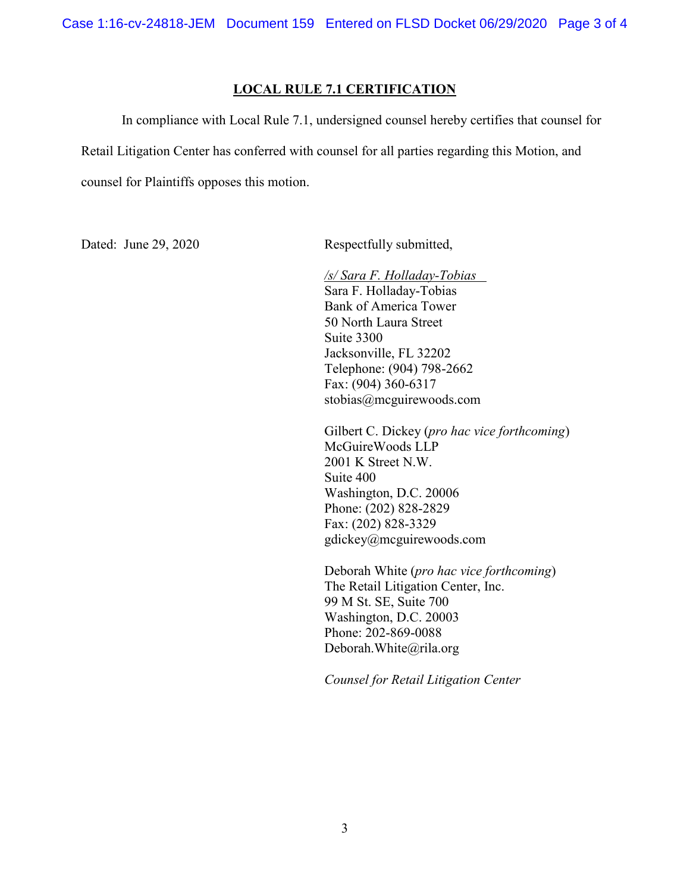## LOCAL RULE 7.1 CERTIFICATION

In compliance with Local Rule 7.1, undersigned counsel hereby certifies that counsel for Retail Litigation Center has conferred with counsel for all parties regarding this Motion, and counsel for Plaintiffs opposes this motion.

Dated: June 29, 2020

Respectfully submitted,

*/s/ Sara F. Holladay-Tobias*
Sara F. Holladay-Tobias
Bank of America Tower
50 North Laura Street
Suite 3300
Jacksonville, FL 32202
Telephone: (904) 798-2662
Fax: (904) 360-6317
stobias@mcguirewoods.com

Gilbert C. Dickey (*pro hac vice forthcoming*)
McGuireWoods LLP
2001 K Street N.W.
Suite 400
Washington, D.C. 20006
Phone: (202) 828-2829
Fax: (202) 828-3329
gdickey@mcguirewoods.com

Deborah White (*pro hac vice forthcoming*)
The Retail Litigation Center, Inc.
99 M St. SE, Suite 700
Washington, D.C. 20003
Phone: 202-869-0088
Deborah.White@rila.org

*Counsel for Retail Litigation Center*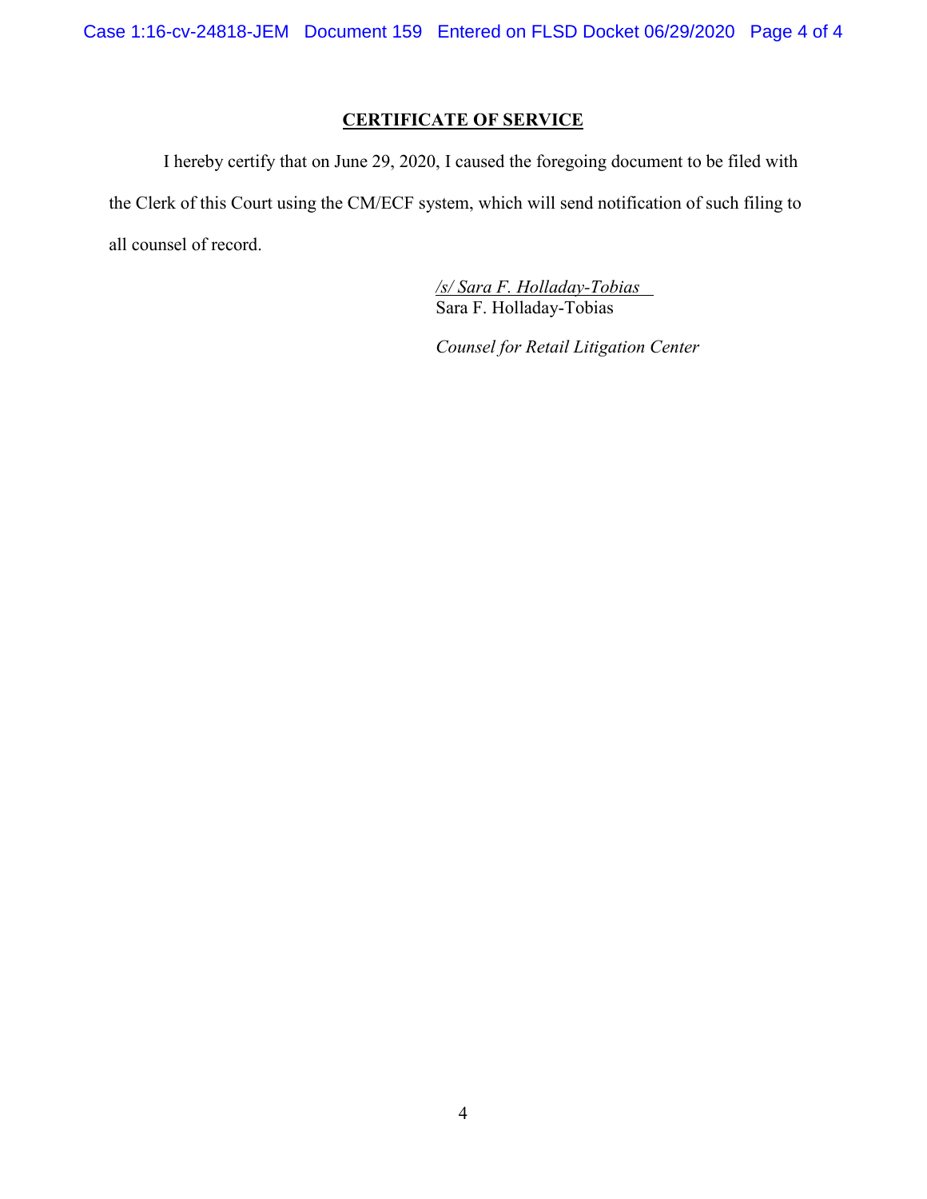## CERTIFICATE OF SERVICE

I hereby certify that on June 29, 2020, I caused the foregoing document to be filed with the Clerk of this Court using the CM/ECF system, which will send notification of such filing to all counsel of record.

*/s/ Sara F. Holladay-Tobias*
Sara F. Holladay-Tobias

*Counsel for Retail Litigation Center*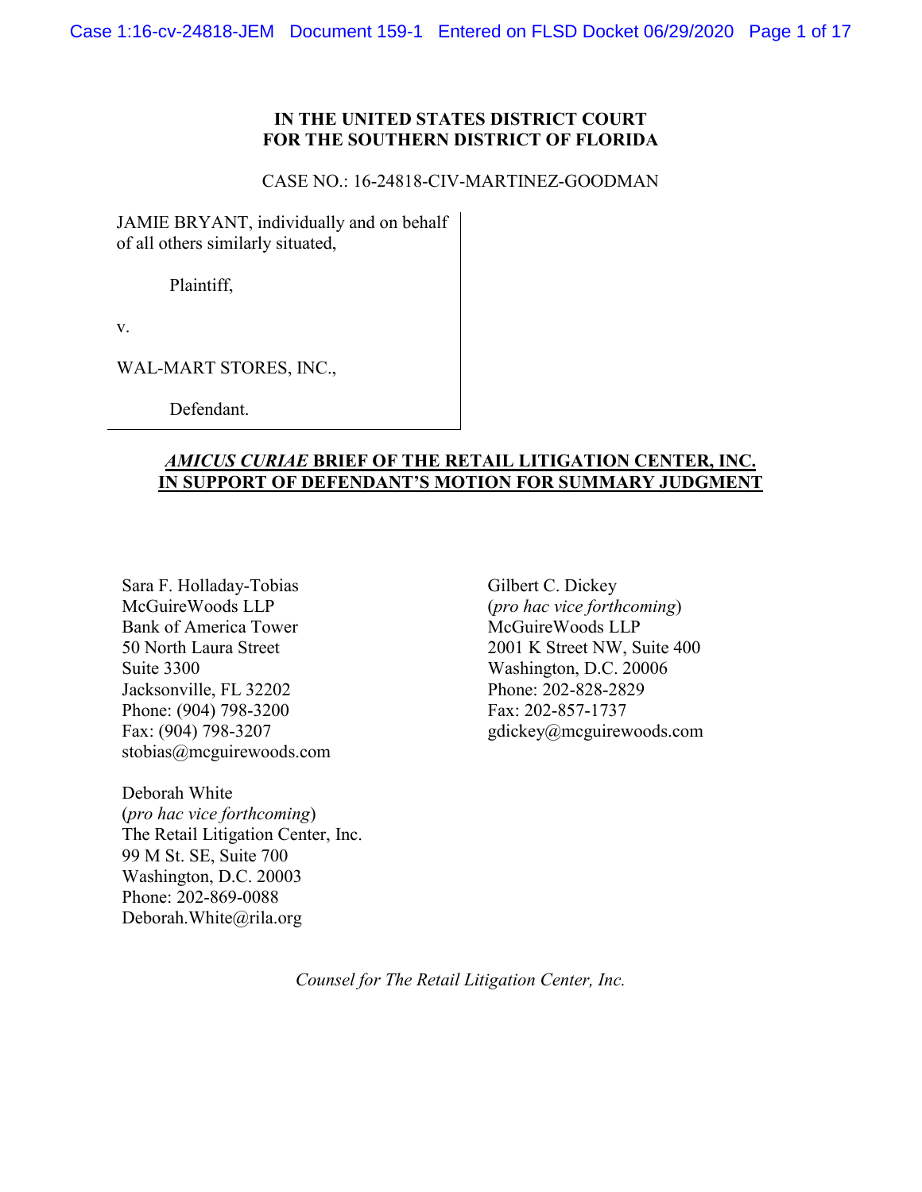**IN THE UNITED STATES DISTRICT COURT**
**FOR THE SOUTHERN DISTRICT OF FLORIDA**

CASE NO.: 16-24818-CIV-MARTINEZ-GOODMAN

JAMIE BRYANT, individually and on behalf of all others similarly situated,

Plaintiff,

v.

WAL-MART STORES, INC.,

Defendant.

## *AMICUS CURIAE* BRIEF OF THE RETAIL LITIGATION CENTER, INC. IN SUPPORT OF DEFENDANT'S MOTION FOR SUMMARY JUDGMENT

Sara F. Holladay-Tobias
McGuireWoods LLP
Bank of America Tower
50 North Laura Street
Suite 3300
Jacksonville, FL 32202
Phone: (904) 798-3200
Fax: (904) 798-3207
stobias@mcguirewoods.com

Gilbert C. Dickey
(*pro hac vice forthcoming*)
McGuireWoods LLP
2001 K Street NW, Suite 400
Washington, D.C. 20006
Phone: 202-828-2829
Fax: 202-857-1737
gdickey@mcguirewoods.com

Deborah White
(*pro hac vice forthcoming*)
The Retail Litigation Center, Inc.
99 M St. SE, Suite 700
Washington, D.C. 20003
Phone: 202-869-0088
Deborah.White@rila.org

*Counsel for The Retail Litigation Center, Inc.*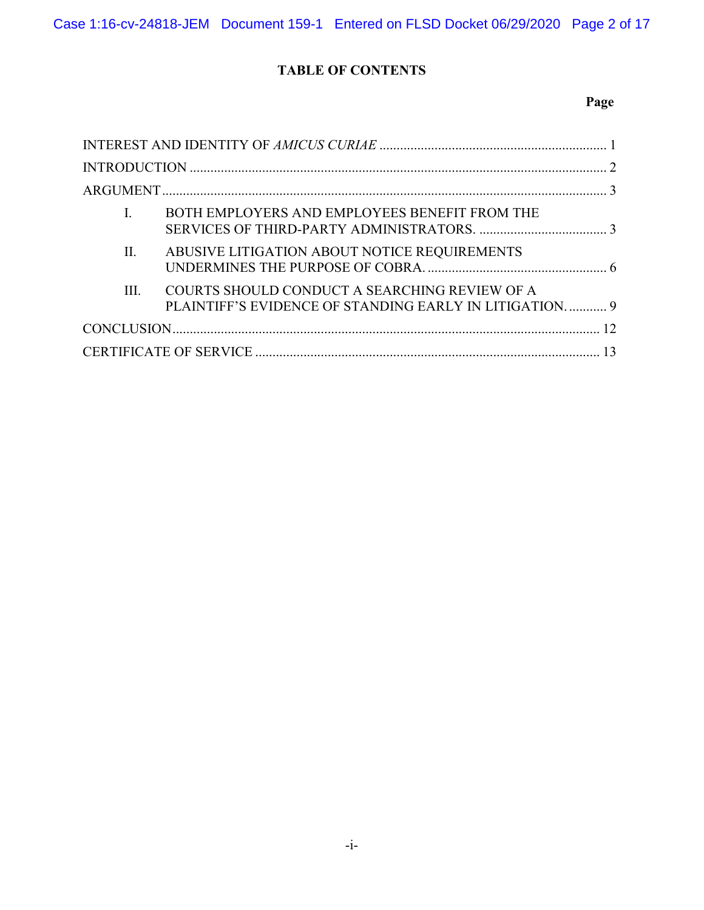# TABLE OF CONTENTS

| | Page |
|---|---|
| INTEREST AND IDENTITY OF *AMICUS CURIAE* | 1 |
| INTRODUCTION | 2 |
| ARGUMENT | 3 |
| I. BOTH EMPLOYERS AND EMPLOYEES BENEFIT FROM THE SERVICES OF THIRD-PARTY ADMINISTRATORS. | 3 |
| II. ABUSIVE LITIGATION ABOUT NOTICE REQUIREMENTS UNDERMINES THE PURPOSE OF COBRA. | 6 |
| III. COURTS SHOULD CONDUCT A SEARCHING REVIEW OF A PLAINTIFF'S EVIDENCE OF STANDING EARLY IN LITIGATION. | 9 |
| CONCLUSION | 12 |
| CERTIFICATE OF SERVICE | 13 |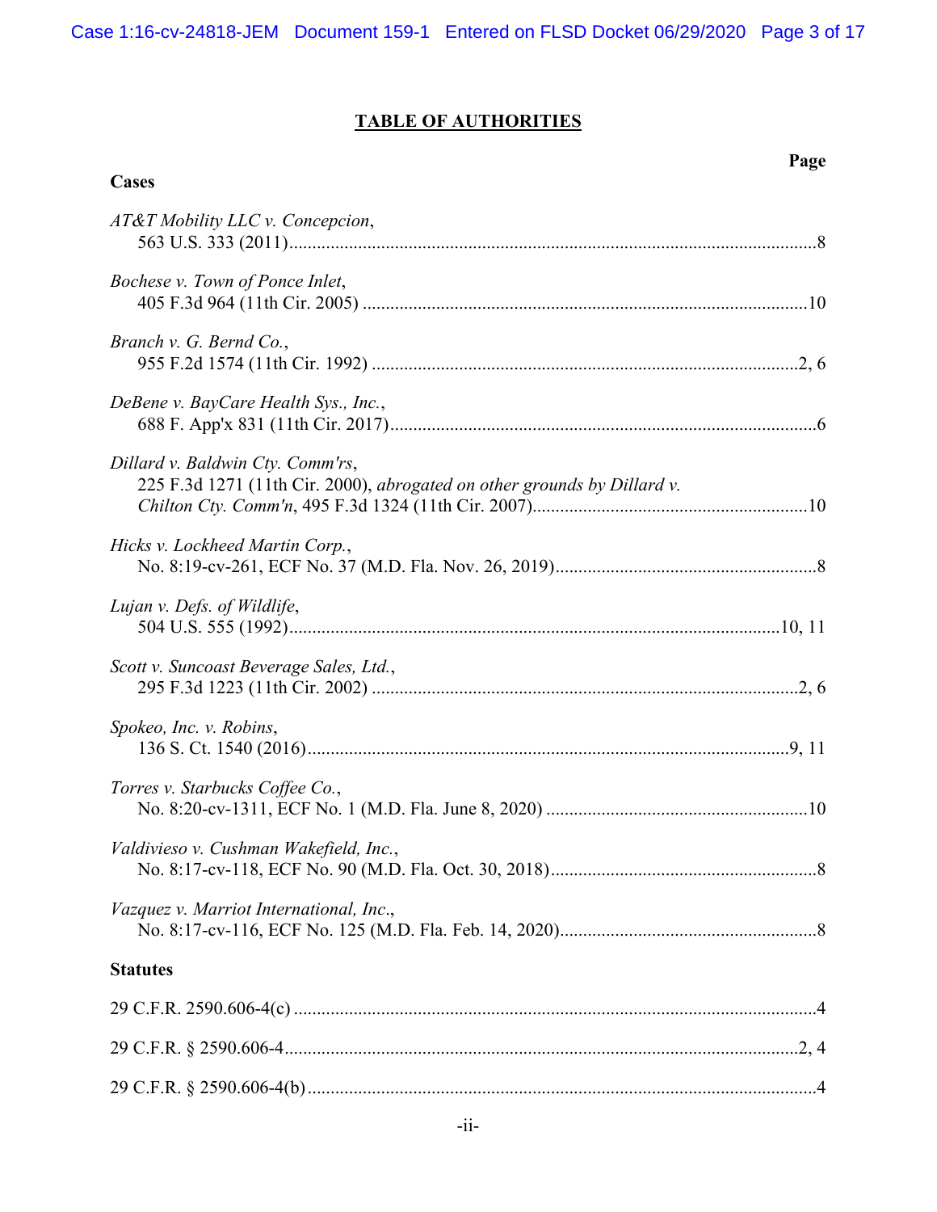## TABLE OF AUTHORITIES

**Page**

### Cases

*AT&T Mobility LLC v. Concepcion*, 563 U.S. 333 (2011) .......... 8

*Bochese v. Town of Ponce Inlet*, 405 F.3d 964 (11th Cir. 2005) .......... 10

*Branch v. G. Bernd Co.*, 955 F.2d 1574 (11th Cir. 1992) .......... 2, 6

*DeBene v. BayCare Health Sys., Inc.*, 688 F. App'x 831 (11th Cir. 2017) .......... 6

*Dillard v. Baldwin Cty. Comm'rs*, 225 F.3d 1271 (11th Cir. 2000), *abrogated on other grounds by Dillard v. Chilton Cty. Comm'n*, 495 F.3d 1324 (11th Cir. 2007) .......... 10

*Hicks v. Lockheed Martin Corp.*, No. 8:19-cv-261, ECF No. 37 (M.D. Fla. Nov. 26, 2019) .......... 8

*Lujan v. Defs. of Wildlife*, 504 U.S. 555 (1992) .......... 10, 11

*Scott v. Suncoast Beverage Sales, Ltd.*, 295 F.3d 1223 (11th Cir. 2002) .......... 2, 6

*Spokeo, Inc. v. Robins*, 136 S. Ct. 1540 (2016) .......... 9, 11

*Torres v. Starbucks Coffee Co.*, No. 8:20-cv-1311, ECF No. 1 (M.D. Fla. June 8, 2020) .......... 10

*Valdivieso v. Cushman Wakefield, Inc.*, No. 8:17-cv-118, ECF No. 90 (M.D. Fla. Oct. 30, 2018) .......... 8

*Vazquez v. Marriot International, Inc.*, No. 8:17-cv-116, ECF No. 125 (M.D. Fla. Feb. 14, 2020) .......... 8

### Statutes

29 C.F.R. 2590.606-4(c) .......... 4

29 C.F.R. § 2590.606-4 .......... 2, 4

29 C.F.R. § 2590.606-4(b) .......... 4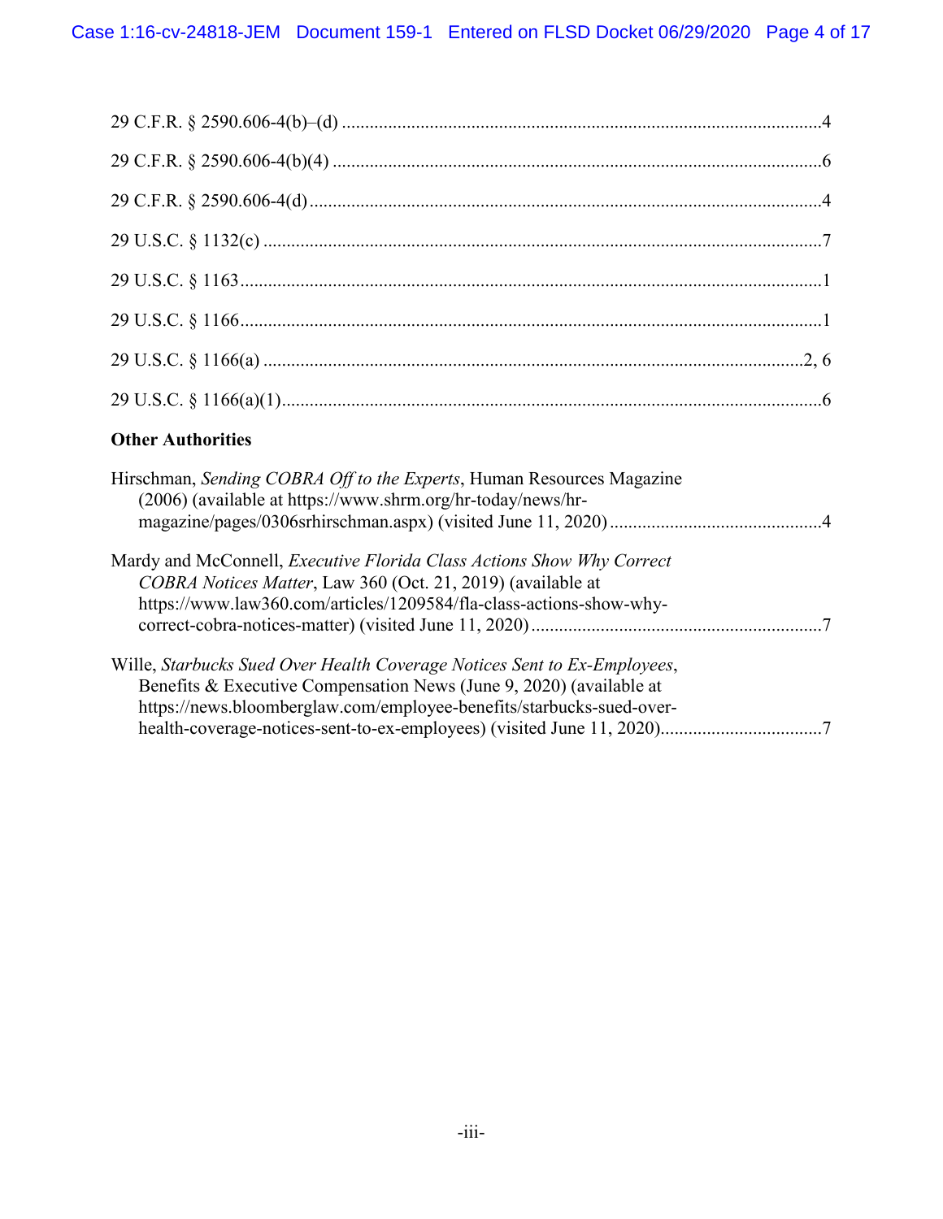29 C.F.R. § 2590.606-4(b)–(d) ....................................................................................................4

29 C.F.R. § 2590.606-4(b)(4) .......................................................................................................6

29 C.F.R. § 2590.606-4(d)............................................................................................................4

29 U.S.C. § 1132(c) .....................................................................................................................7

29 U.S.C. § 1163..........................................................................................................................1

29 U.S.C. § 1166..........................................................................................................................1

29 U.S.C. § 1166(a) ..................................................................................................................2, 6

29 U.S.C. § 1166(a)(1)..................................................................................................................6

**Other Authorities**

Hirschman, *Sending COBRA Off to the Experts*, Human Resources Magazine (2006) (available at https://www.shrm.org/hr-today/news/hr-magazine/pages/0306srhirschman.aspx) (visited June 11, 2020) ............................................4

Mardy and McConnell, *Executive Florida Class Actions Show Why Correct COBRA Notices Matter*, Law 360 (Oct. 21, 2019) (available at https://www.law360.com/articles/1209584/fla-class-actions-show-why-correct-cobra-notices-matter) (visited June 11, 2020) ............................................................7

Wille, *Starbucks Sued Over Health Coverage Notices Sent to Ex-Employees*, Benefits & Executive Compensation News (June 9, 2020) (available at https://news.bloomberglaw.com/employee-benefits/starbucks-sued-over-health-coverage-notices-sent-to-ex-employees) (visited June 11, 2020)..................................7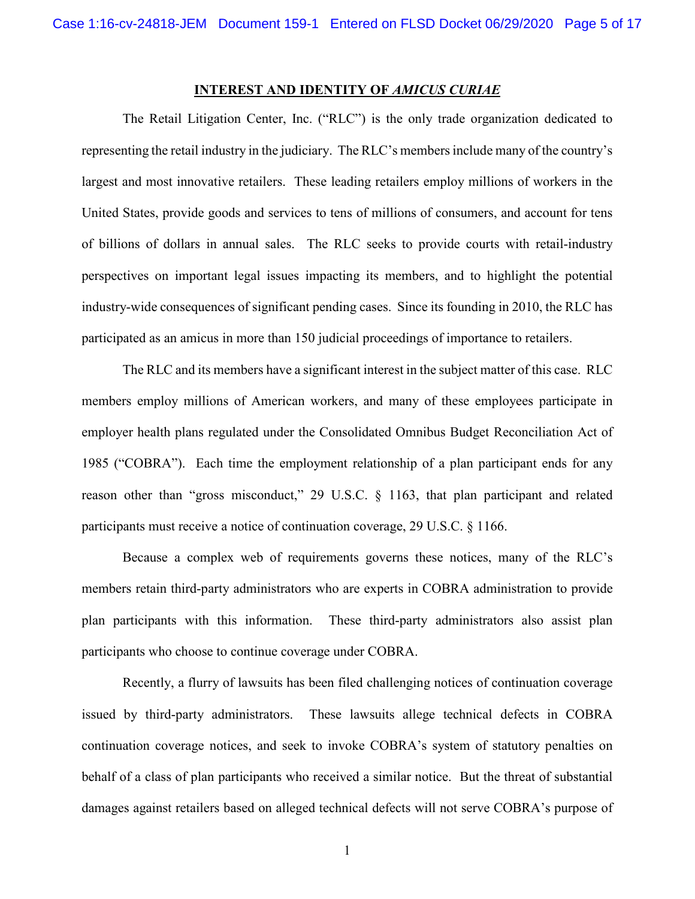## INTEREST AND IDENTITY OF *AMICUS CURIAE*

The Retail Litigation Center, Inc. ("RLC") is the only trade organization dedicated to representing the retail industry in the judiciary. The RLC's members include many of the country's largest and most innovative retailers. These leading retailers employ millions of workers in the United States, provide goods and services to tens of millions of consumers, and account for tens of billions of dollars in annual sales. The RLC seeks to provide courts with retail-industry perspectives on important legal issues impacting its members, and to highlight the potential industry-wide consequences of significant pending cases. Since its founding in 2010, the RLC has participated as an amicus in more than 150 judicial proceedings of importance to retailers.

The RLC and its members have a significant interest in the subject matter of this case. RLC members employ millions of American workers, and many of these employees participate in employer health plans regulated under the Consolidated Omnibus Budget Reconciliation Act of 1985 ("COBRA"). Each time the employment relationship of a plan participant ends for any reason other than "gross misconduct," 29 U.S.C. § 1163, that plan participant and related participants must receive a notice of continuation coverage, 29 U.S.C. § 1166.

Because a complex web of requirements governs these notices, many of the RLC's members retain third-party administrators who are experts in COBRA administration to provide plan participants with this information. These third-party administrators also assist plan participants who choose to continue coverage under COBRA.

Recently, a flurry of lawsuits has been filed challenging notices of continuation coverage issued by third-party administrators. These lawsuits allege technical defects in COBRA continuation coverage notices, and seek to invoke COBRA's system of statutory penalties on behalf of a class of plan participants who received a similar notice. But the threat of substantial damages against retailers based on alleged technical defects will not serve COBRA's purpose of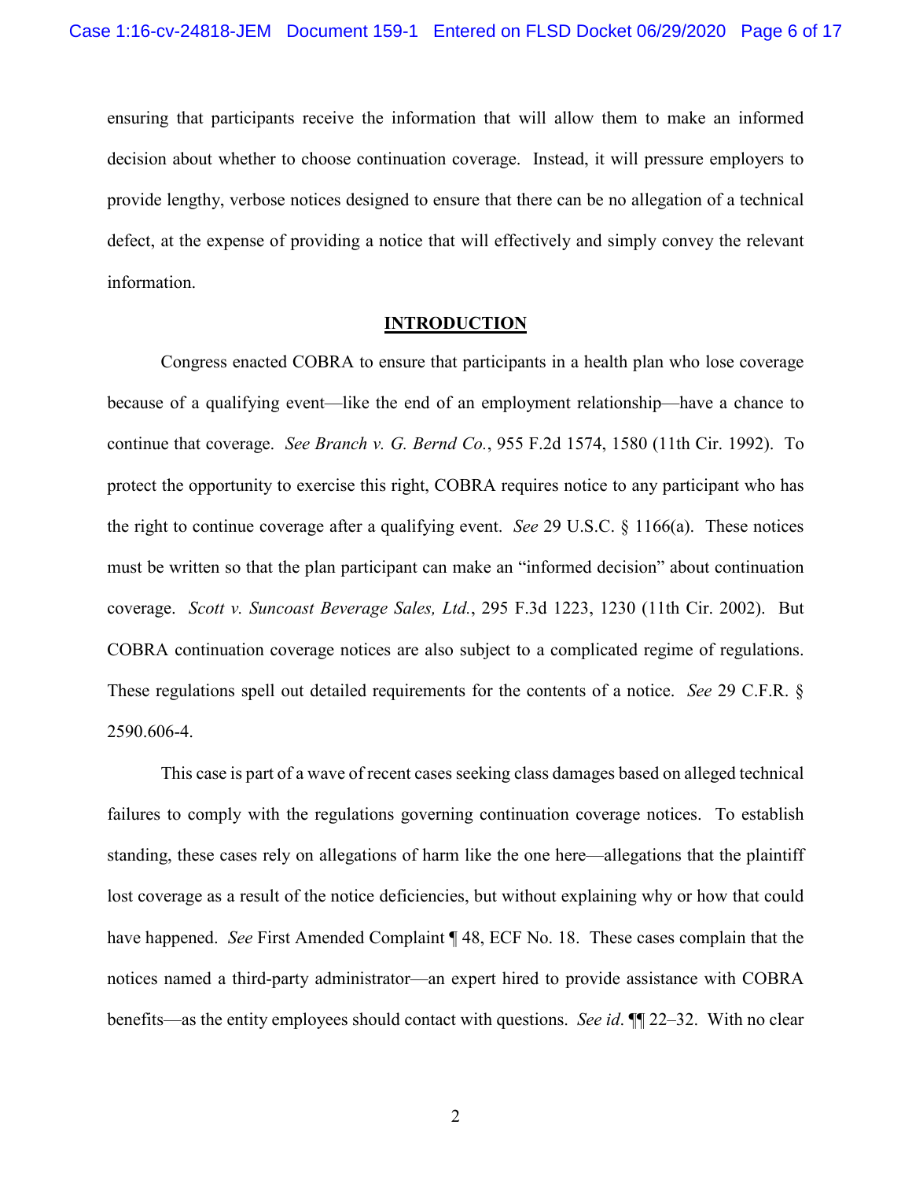ensuring that participants receive the information that will allow them to make an informed decision about whether to choose continuation coverage. Instead, it will pressure employers to provide lengthy, verbose notices designed to ensure that there can be no allegation of a technical defect, at the expense of providing a notice that will effectively and simply convey the relevant information.

## INTRODUCTION

Congress enacted COBRA to ensure that participants in a health plan who lose coverage because of a qualifying event—like the end of an employment relationship—have a chance to continue that coverage. *See Branch v. G. Bernd Co.*, 955 F.2d 1574, 1580 (11th Cir. 1992). To protect the opportunity to exercise this right, COBRA requires notice to any participant who has the right to continue coverage after a qualifying event. *See* 29 U.S.C. § 1166(a). These notices must be written so that the plan participant can make an "informed decision" about continuation coverage. *Scott v. Suncoast Beverage Sales, Ltd.*, 295 F.3d 1223, 1230 (11th Cir. 2002). But COBRA continuation coverage notices are also subject to a complicated regime of regulations. These regulations spell out detailed requirements for the contents of a notice. *See* 29 C.F.R. § 2590.606-4.

This case is part of a wave of recent cases seeking class damages based on alleged technical failures to comply with the regulations governing continuation coverage notices. To establish standing, these cases rely on allegations of harm like the one here—allegations that the plaintiff lost coverage as a result of the notice deficiencies, but without explaining why or how that could have happened. *See* First Amended Complaint ¶ 48, ECF No. 18. These cases complain that the notices named a third-party administrator—an expert hired to provide assistance with COBRA benefits—as the entity employees should contact with questions. *See id*. ¶¶ 22–32. With no clear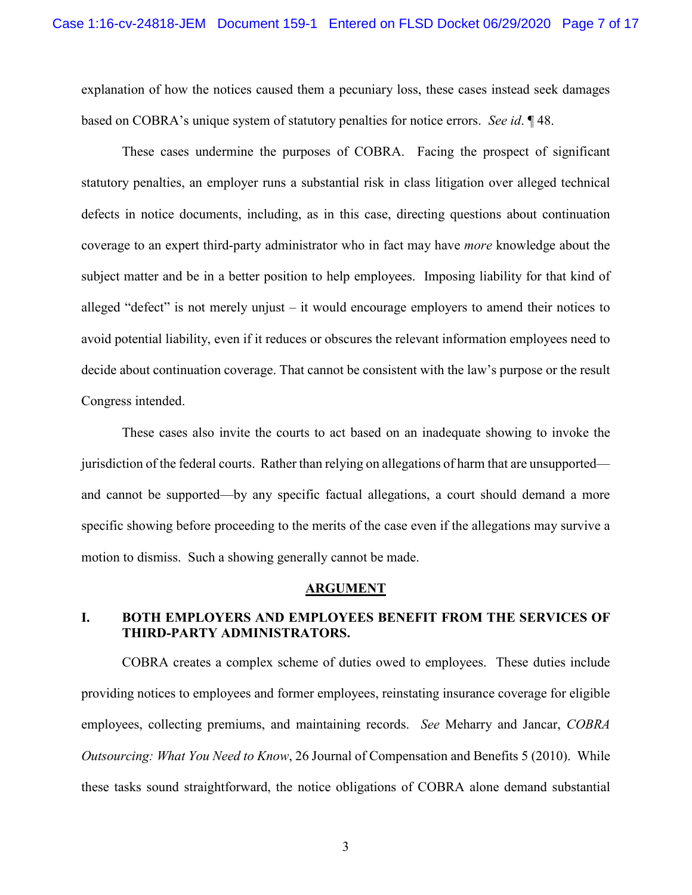explanation of how the notices caused them a pecuniary loss, these cases instead seek damages based on COBRA's unique system of statutory penalties for notice errors. *See id*. ¶ 48.

These cases undermine the purposes of COBRA. Facing the prospect of significant statutory penalties, an employer runs a substantial risk in class litigation over alleged technical defects in notice documents, including, as in this case, directing questions about continuation coverage to an expert third-party administrator who in fact may have *more* knowledge about the subject matter and be in a better position to help employees. Imposing liability for that kind of alleged "defect" is not merely unjust – it would encourage employers to amend their notices to avoid potential liability, even if it reduces or obscures the relevant information employees need to decide about continuation coverage. That cannot be consistent with the law's purpose or the result Congress intended.

These cases also invite the courts to act based on an inadequate showing to invoke the jurisdiction of the federal courts. Rather than relying on allegations of harm that are unsupported—and cannot be supported—by any specific factual allegations, a court should demand a more specific showing before proceeding to the merits of the case even if the allegations may survive a motion to dismiss. Such a showing generally cannot be made.

## ARGUMENT

### I. BOTH EMPLOYERS AND EMPLOYEES BENEFIT FROM THE SERVICES OF THIRD-PARTY ADMINISTRATORS.

COBRA creates a complex scheme of duties owed to employees. These duties include providing notices to employees and former employees, reinstating insurance coverage for eligible employees, collecting premiums, and maintaining records. *See* Meharry and Jancar, *COBRA Outsourcing: What You Need to Know*, 26 Journal of Compensation and Benefits 5 (2010). While these tasks sound straightforward, the notice obligations of COBRA alone demand substantial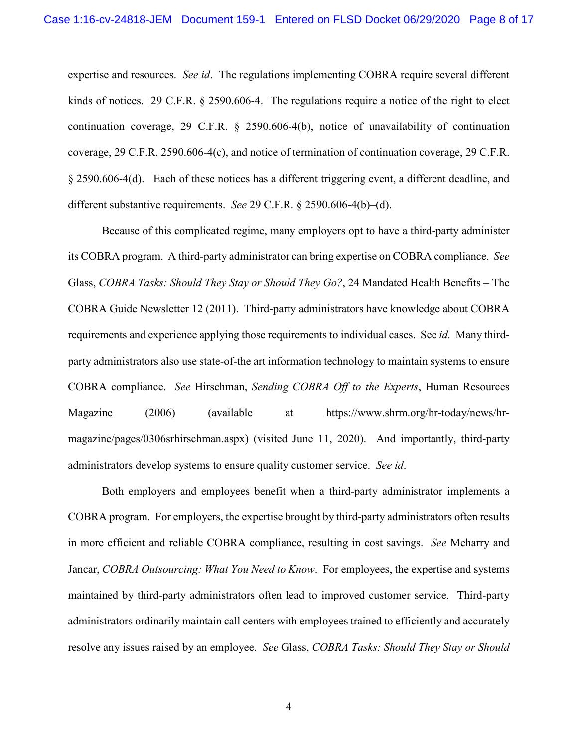expertise and resources. *See id*. The regulations implementing COBRA require several different kinds of notices. 29 C.F.R. § 2590.606-4. The regulations require a notice of the right to elect continuation coverage, 29 C.F.R. § 2590.606-4(b), notice of unavailability of continuation coverage, 29 C.F.R. 2590.606-4(c), and notice of termination of continuation coverage, 29 C.F.R. § 2590.606-4(d). Each of these notices has a different triggering event, a different deadline, and different substantive requirements. *See* 29 C.F.R. § 2590.606-4(b)–(d).

Because of this complicated regime, many employers opt to have a third-party administer its COBRA program. A third-party administrator can bring expertise on COBRA compliance. *See* Glass, *COBRA Tasks: Should They Stay or Should They Go?*, 24 Mandated Health Benefits – The COBRA Guide Newsletter 12 (2011). Third-party administrators have knowledge about COBRA requirements and experience applying those requirements to individual cases. See *id.* Many third-party administrators also use state-of-the art information technology to maintain systems to ensure COBRA compliance. *See* Hirschman, *Sending COBRA Off to the Experts*, Human Resources Magazine (2006) (available at https://www.shrm.org/hr-today/news/hr-magazine/pages/0306srhirschman.aspx) (visited June 11, 2020). And importantly, third-party administrators develop systems to ensure quality customer service. *See id*.

Both employers and employees benefit when a third-party administrator implements a COBRA program. For employers, the expertise brought by third-party administrators often results in more efficient and reliable COBRA compliance, resulting in cost savings. *See* Meharry and Jancar, *COBRA Outsourcing: What You Need to Know*. For employees, the expertise and systems maintained by third-party administrators often lead to improved customer service. Third-party administrators ordinarily maintain call centers with employees trained to efficiently and accurately resolve any issues raised by an employee. *See* Glass, *COBRA Tasks: Should They Stay or Should*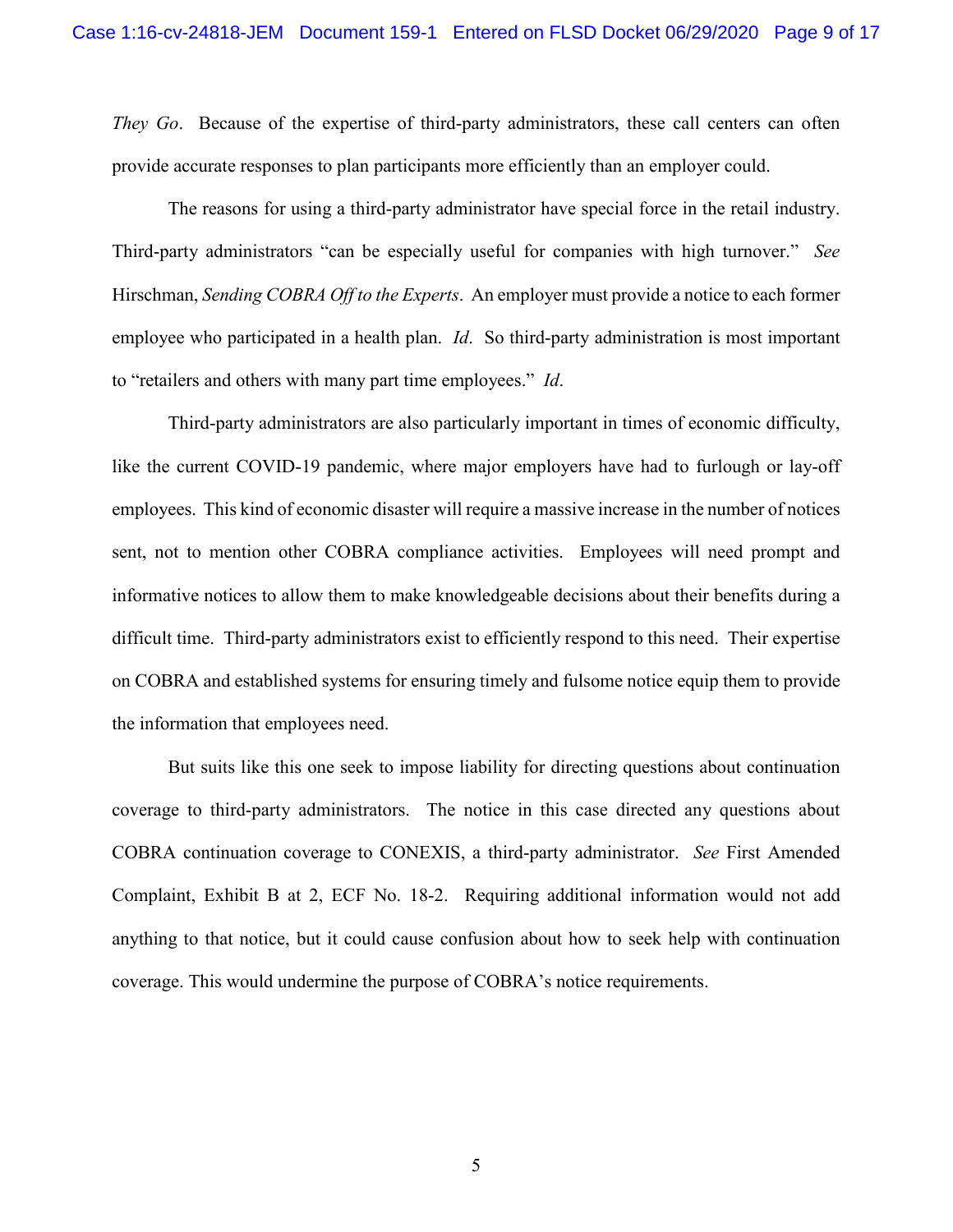*They Go*. Because of the expertise of third-party administrators, these call centers can often provide accurate responses to plan participants more efficiently than an employer could.

The reasons for using a third-party administrator have special force in the retail industry. Third-party administrators "can be especially useful for companies with high turnover." *See* Hirschman, *Sending COBRA Off to the Experts*. An employer must provide a notice to each former employee who participated in a health plan. *Id*. So third-party administration is most important to "retailers and others with many part time employees." *Id*.

Third-party administrators are also particularly important in times of economic difficulty, like the current COVID-19 pandemic, where major employers have had to furlough or lay-off employees. This kind of economic disaster will require a massive increase in the number of notices sent, not to mention other COBRA compliance activities. Employees will need prompt and informative notices to allow them to make knowledgeable decisions about their benefits during a difficult time. Third-party administrators exist to efficiently respond to this need. Their expertise on COBRA and established systems for ensuring timely and fulsome notice equip them to provide the information that employees need.

But suits like this one seek to impose liability for directing questions about continuation coverage to third-party administrators. The notice in this case directed any questions about COBRA continuation coverage to CONEXIS, a third-party administrator. *See* First Amended Complaint, Exhibit B at 2, ECF No. 18-2. Requiring additional information would not add anything to that notice, but it could cause confusion about how to seek help with continuation coverage. This would undermine the purpose of COBRA's notice requirements.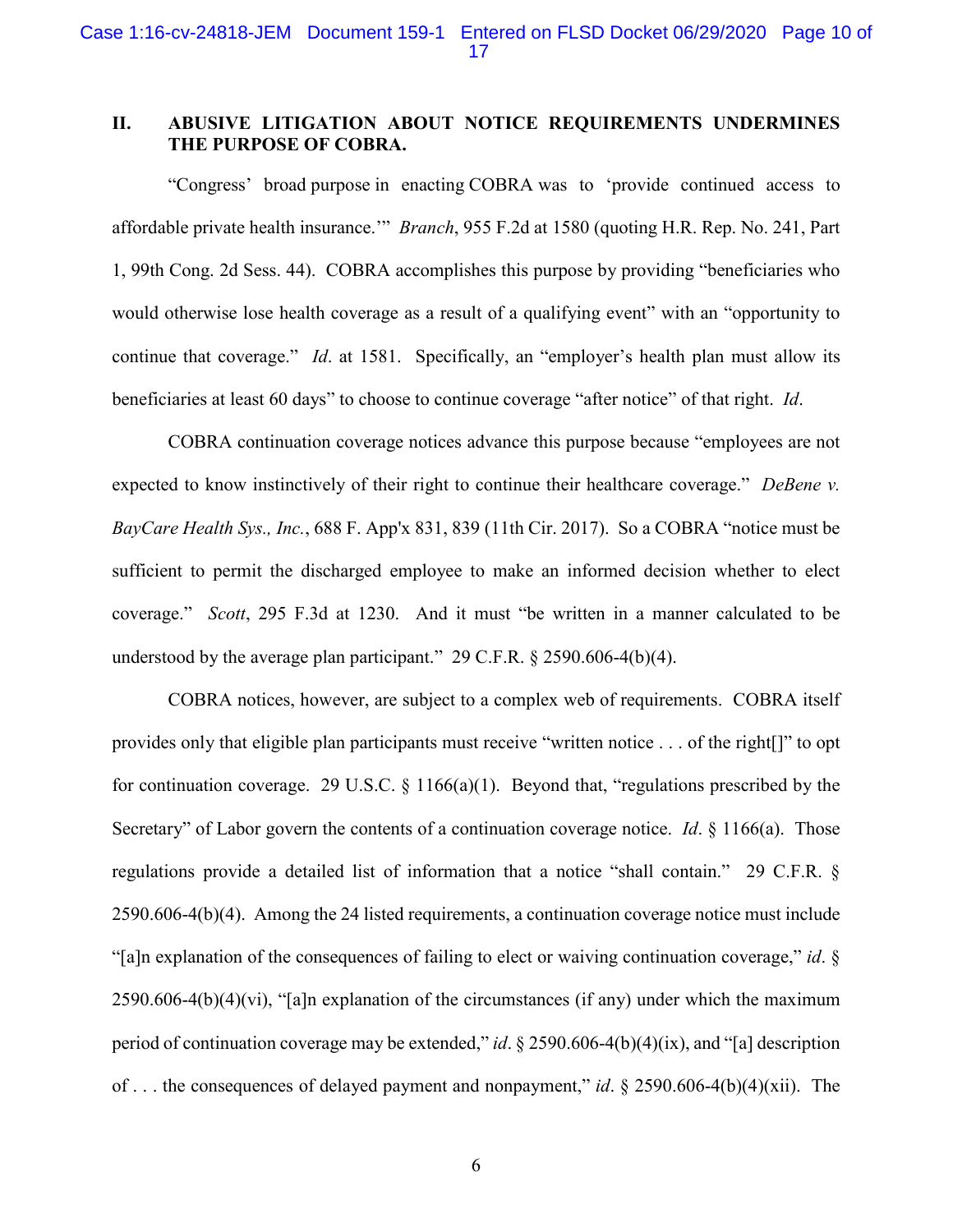## II. ABUSIVE LITIGATION ABOUT NOTICE REQUIREMENTS UNDERMINES THE PURPOSE OF COBRA.

"Congress' broad purpose in enacting COBRA was to 'provide continued access to affordable private health insurance.'" *Branch*, 955 F.2d at 1580 (quoting H.R. Rep. No. 241, Part 1, 99th Cong. 2d Sess. 44). COBRA accomplishes this purpose by providing "beneficiaries who would otherwise lose health coverage as a result of a qualifying event" with an "opportunity to continue that coverage." *Id*. at 1581. Specifically, an "employer's health plan must allow its beneficiaries at least 60 days" to choose to continue coverage "after notice" of that right. *Id*.

COBRA continuation coverage notices advance this purpose because "employees are not expected to know instinctively of their right to continue their healthcare coverage." *DeBene v. BayCare Health Sys., Inc.*, 688 F. App'x 831, 839 (11th Cir. 2017). So a COBRA "notice must be sufficient to permit the discharged employee to make an informed decision whether to elect coverage." *Scott*, 295 F.3d at 1230. And it must "be written in a manner calculated to be understood by the average plan participant." 29 C.F.R. § 2590.606-4(b)(4).

COBRA notices, however, are subject to a complex web of requirements. COBRA itself provides only that eligible plan participants must receive "written notice . . . of the right[]" to opt for continuation coverage. 29 U.S.C. § 1166(a)(1). Beyond that, "regulations prescribed by the Secretary" of Labor govern the contents of a continuation coverage notice. *Id*. § 1166(a). Those regulations provide a detailed list of information that a notice "shall contain." 29 C.F.R. § 2590.606-4(b)(4). Among the 24 listed requirements, a continuation coverage notice must include "[a]n explanation of the consequences of failing to elect or waiving continuation coverage," *id*. § 2590.606-4(b)(4)(vi), "[a]n explanation of the circumstances (if any) under which the maximum period of continuation coverage may be extended," *id*. § 2590.606-4(b)(4)(ix), and "[a] description of . . . the consequences of delayed payment and nonpayment," *id*. § 2590.606-4(b)(4)(xii). The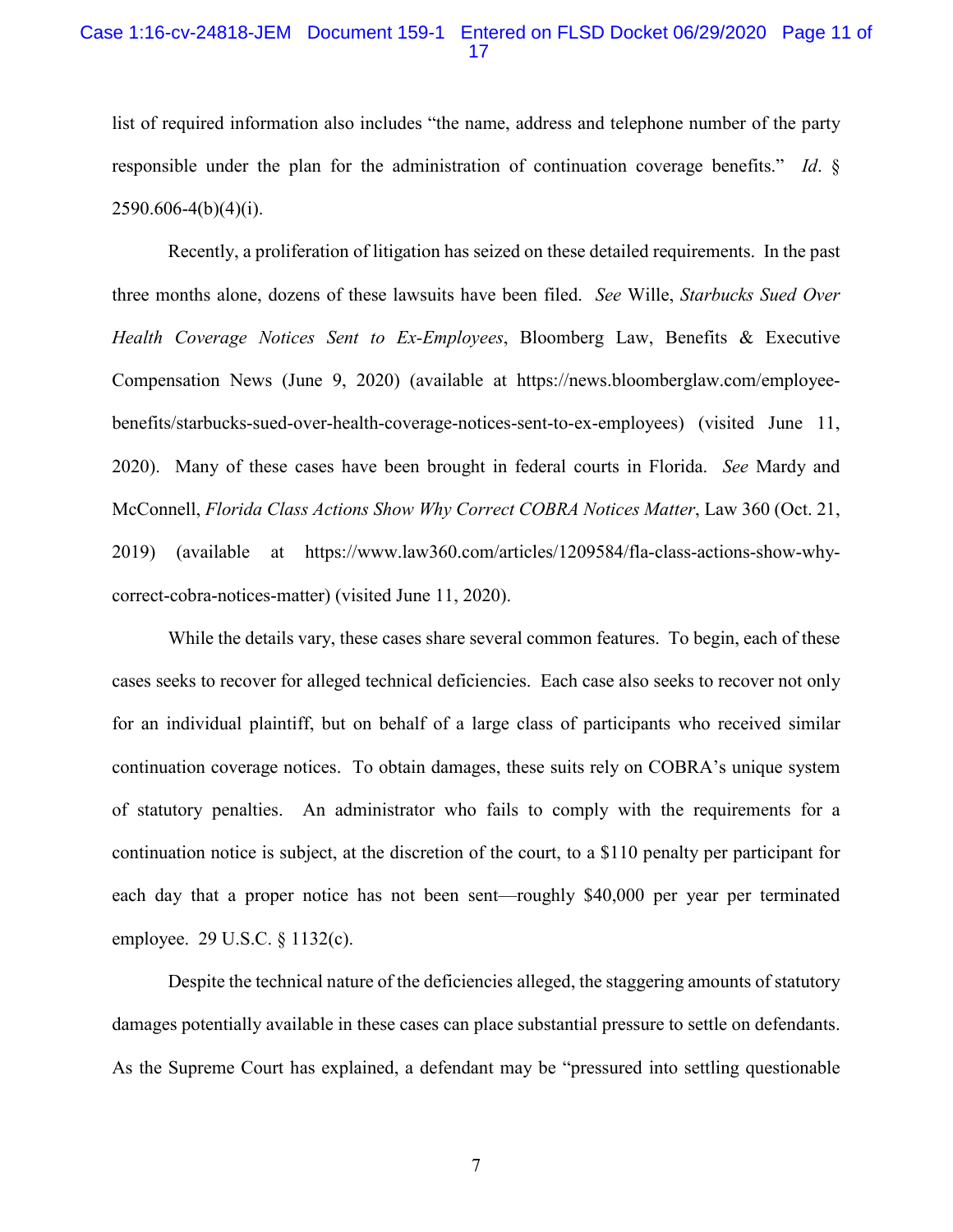list of required information also includes "the name, address and telephone number of the party responsible under the plan for the administration of continuation coverage benefits." *Id*. § 2590.606-4(b)(4)(i).

Recently, a proliferation of litigation has seized on these detailed requirements. In the past three months alone, dozens of these lawsuits have been filed. *See* Wille, *Starbucks Sued Over Health Coverage Notices Sent to Ex-Employees*, Bloomberg Law, Benefits & Executive Compensation News (June 9, 2020) (available at https://news.bloomberglaw.com/employee-benefits/starbucks-sued-over-health-coverage-notices-sent-to-ex-employees) (visited June 11, 2020). Many of these cases have been brought in federal courts in Florida. *See* Mardy and McConnell, *Florida Class Actions Show Why Correct COBRA Notices Matter*, Law 360 (Oct. 21, 2019) (available at https://www.law360.com/articles/1209584/fla-class-actions-show-why-correct-cobra-notices-matter) (visited June 11, 2020).

While the details vary, these cases share several common features. To begin, each of these cases seeks to recover for alleged technical deficiencies. Each case also seeks to recover not only for an individual plaintiff, but on behalf of a large class of participants who received similar continuation coverage notices. To obtain damages, these suits rely on COBRA's unique system of statutory penalties. An administrator who fails to comply with the requirements for a continuation notice is subject, at the discretion of the court, to a $110 penalty per participant for each day that a proper notice has not been sent—roughly $40,000 per year per terminated employee. 29 U.S.C. § 1132(c).

Despite the technical nature of the deficiencies alleged, the staggering amounts of statutory damages potentially available in these cases can place substantial pressure to settle on defendants. As the Supreme Court has explained, a defendant may be "pressured into settling questionable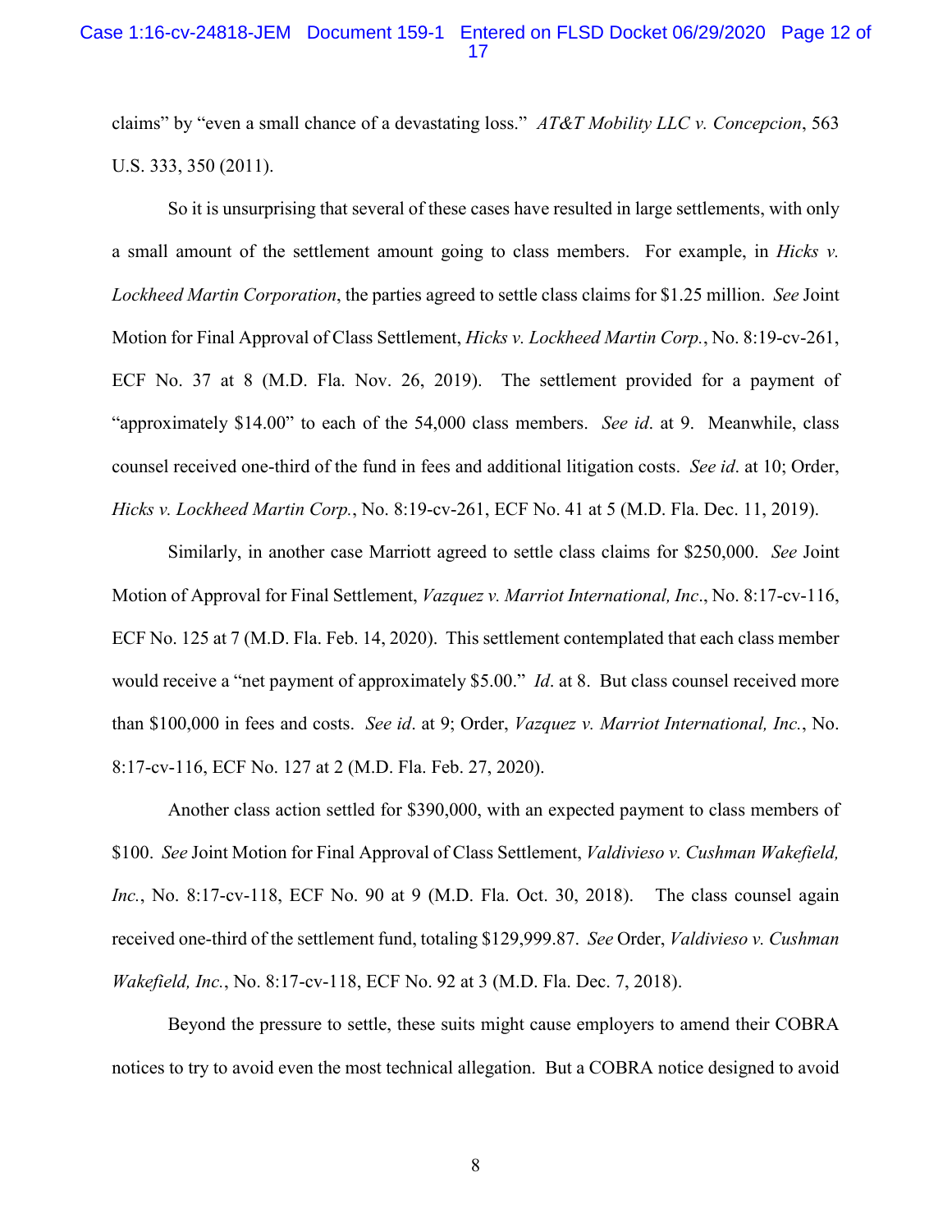claims" by "even a small chance of a devastating loss." *AT&T Mobility LLC v. Concepcion*, 563 U.S. 333, 350 (2011).

So it is unsurprising that several of these cases have resulted in large settlements, with only a small amount of the settlement amount going to class members. For example, in *Hicks v. Lockheed Martin Corporation*, the parties agreed to settle class claims for $1.25 million. *See* Joint Motion for Final Approval of Class Settlement, *Hicks v. Lockheed Martin Corp.*, No. 8:19-cv-261, ECF No. 37 at 8 (M.D. Fla. Nov. 26, 2019). The settlement provided for a payment of "approximately $14.00" to each of the 54,000 class members. *See id*. at 9. Meanwhile, class counsel received one-third of the fund in fees and additional litigation costs. *See id*. at 10; Order, *Hicks v. Lockheed Martin Corp.*, No. 8:19-cv-261, ECF No. 41 at 5 (M.D. Fla. Dec. 11, 2019).

Similarly, in another case Marriott agreed to settle class claims for $250,000. *See* Joint Motion of Approval for Final Settlement, *Vazquez v. Marriot International, Inc*., No. 8:17-cv-116, ECF No. 125 at 7 (M.D. Fla. Feb. 14, 2020). This settlement contemplated that each class member would receive a "net payment of approximately $5.00." *Id*. at 8. But class counsel received more than $100,000 in fees and costs. *See id*. at 9; Order, *Vazquez v. Marriot International, Inc.*, No. 8:17-cv-116, ECF No. 127 at 2 (M.D. Fla. Feb. 27, 2020).

Another class action settled for $390,000, with an expected payment to class members of $100. *See* Joint Motion for Final Approval of Class Settlement, *Valdivieso v. Cushman Wakefield, Inc.*, No. 8:17-cv-118, ECF No. 90 at 9 (M.D. Fla. Oct. 30, 2018). The class counsel again received one-third of the settlement fund, totaling $129,999.87. *See* Order, *Valdivieso v. Cushman Wakefield, Inc.*, No. 8:17-cv-118, ECF No. 92 at 3 (M.D. Fla. Dec. 7, 2018).

Beyond the pressure to settle, these suits might cause employers to amend their COBRA notices to try to avoid even the most technical allegation. But a COBRA notice designed to avoid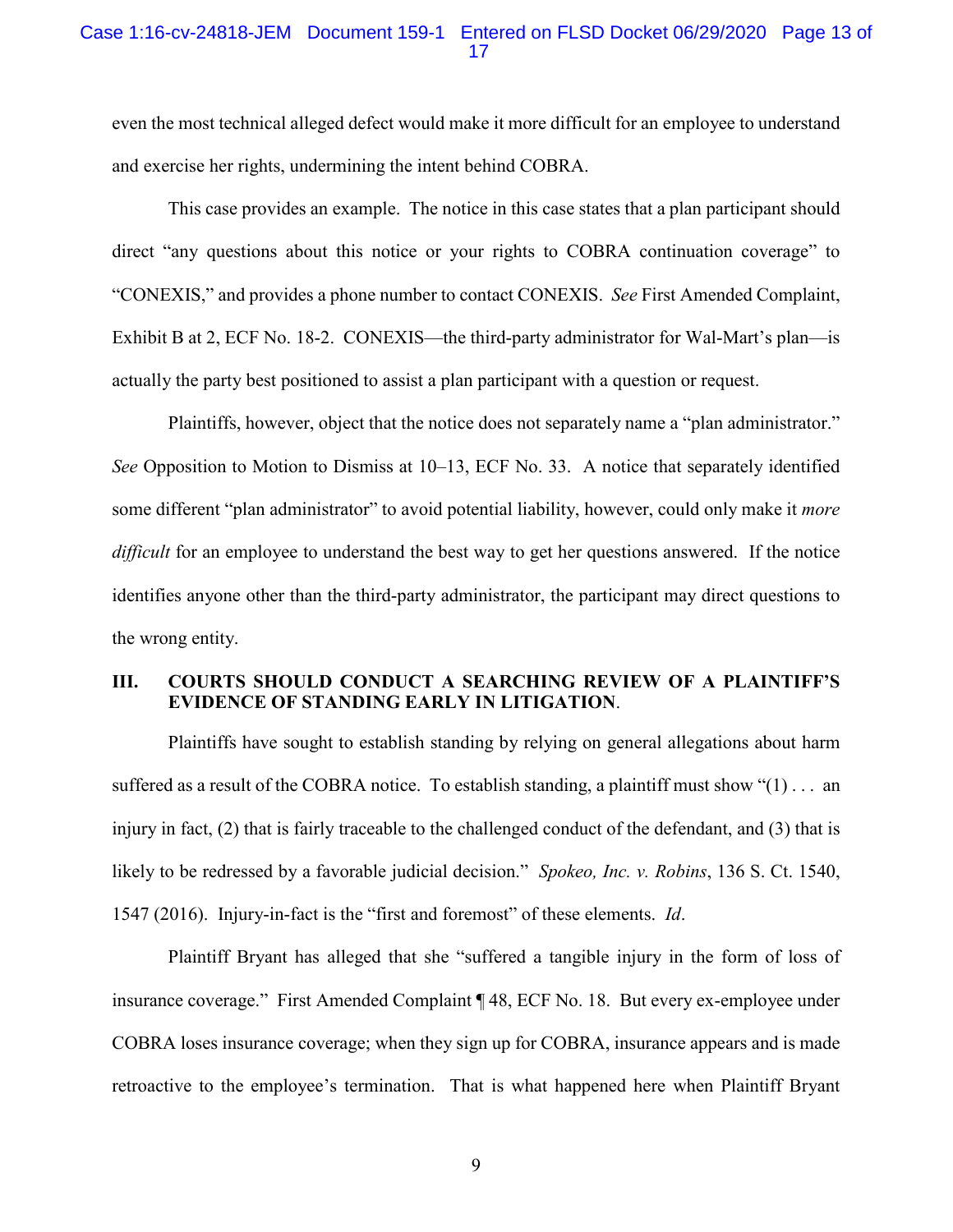even the most technical alleged defect would make it more difficult for an employee to understand and exercise her rights, undermining the intent behind COBRA.

This case provides an example. The notice in this case states that a plan participant should direct "any questions about this notice or your rights to COBRA continuation coverage" to "CONEXIS," and provides a phone number to contact CONEXIS. *See* First Amended Complaint, Exhibit B at 2, ECF No. 18-2. CONEXIS—the third-party administrator for Wal-Mart's plan—is actually the party best positioned to assist a plan participant with a question or request.

Plaintiffs, however, object that the notice does not separately name a "plan administrator." *See* Opposition to Motion to Dismiss at 10–13, ECF No. 33. A notice that separately identified some different "plan administrator" to avoid potential liability, however, could only make it *more difficult* for an employee to understand the best way to get her questions answered. If the notice identifies anyone other than the third-party administrator, the participant may direct questions to the wrong entity.

## III. COURTS SHOULD CONDUCT A SEARCHING REVIEW OF A PLAINTIFF'S EVIDENCE OF STANDING EARLY IN LITIGATION.

Plaintiffs have sought to establish standing by relying on general allegations about harm suffered as a result of the COBRA notice. To establish standing, a plaintiff must show "(1) . . . an injury in fact, (2) that is fairly traceable to the challenged conduct of the defendant, and (3) that is likely to be redressed by a favorable judicial decision." *Spokeo, Inc. v. Robins*, 136 S. Ct. 1540, 1547 (2016). Injury-in-fact is the "first and foremost" of these elements. *Id*.

Plaintiff Bryant has alleged that she "suffered a tangible injury in the form of loss of insurance coverage." First Amended Complaint ¶ 48, ECF No. 18. But every ex-employee under COBRA loses insurance coverage; when they sign up for COBRA, insurance appears and is made retroactive to the employee's termination. That is what happened here when Plaintiff Bryant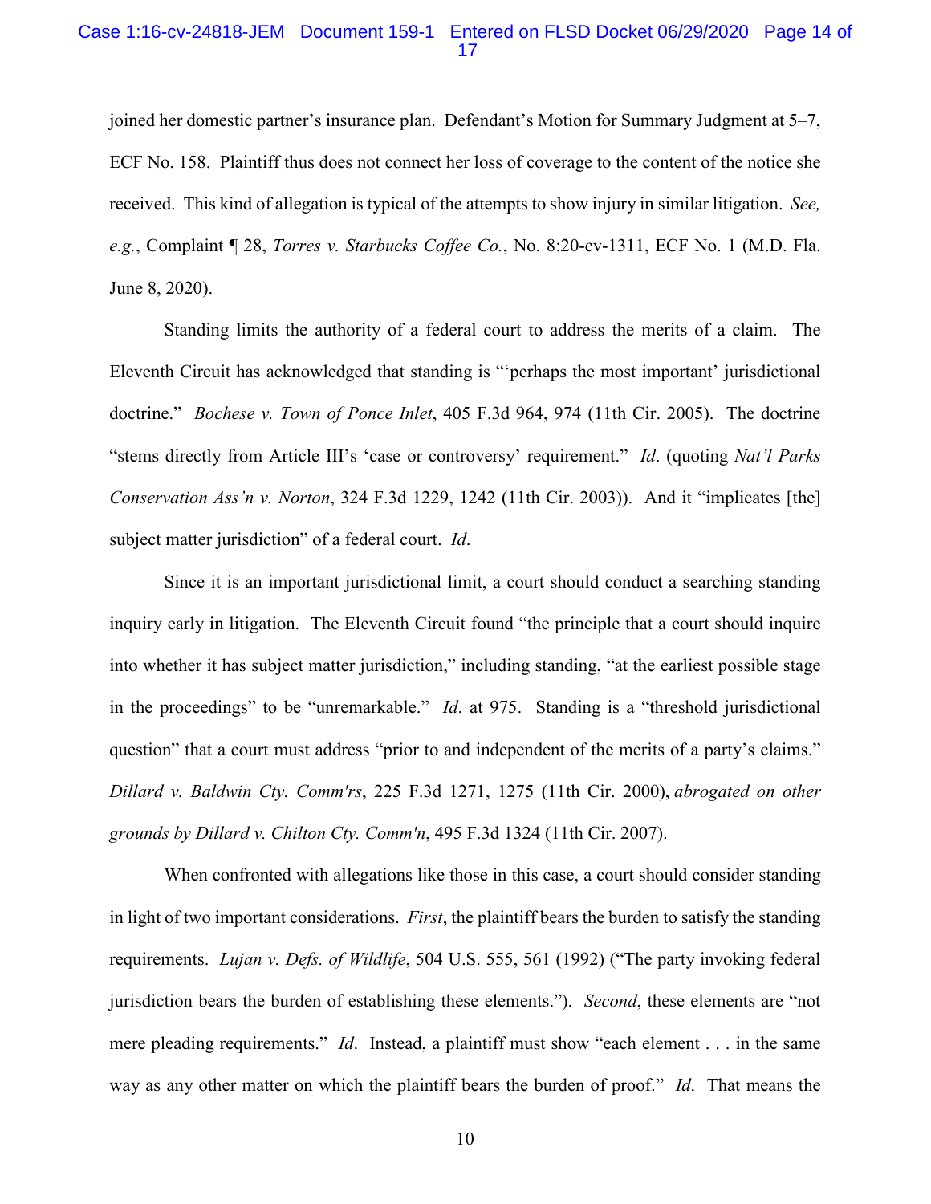joined her domestic partner's insurance plan. Defendant's Motion for Summary Judgment at 5–7, ECF No. 158. Plaintiff thus does not connect her loss of coverage to the content of the notice she received. This kind of allegation is typical of the attempts to show injury in similar litigation. *See, e.g.*, Complaint ¶ 28, *Torres v. Starbucks Coffee Co.*, No. 8:20-cv-1311, ECF No. 1 (M.D. Fla. June 8, 2020).

Standing limits the authority of a federal court to address the merits of a claim. The Eleventh Circuit has acknowledged that standing is "'perhaps the most important' jurisdictional doctrine." *Bochese v. Town of Ponce Inlet*, 405 F.3d 964, 974 (11th Cir. 2005). The doctrine "stems directly from Article III's 'case or controversy' requirement." *Id*. (quoting *Nat'l Parks Conservation Ass'n v. Norton*, 324 F.3d 1229, 1242 (11th Cir. 2003)). And it "implicates [the] subject matter jurisdiction" of a federal court. *Id*.

Since it is an important jurisdictional limit, a court should conduct a searching standing inquiry early in litigation. The Eleventh Circuit found "the principle that a court should inquire into whether it has subject matter jurisdiction," including standing, "at the earliest possible stage in the proceedings" to be "unremarkable." *Id*. at 975. Standing is a "threshold jurisdictional question" that a court must address "prior to and independent of the merits of a party's claims." *Dillard v. Baldwin Cty. Comm'rs*, 225 F.3d 1271, 1275 (11th Cir. 2000), *abrogated on other grounds by Dillard v. Chilton Cty. Comm'n*, 495 F.3d 1324 (11th Cir. 2007).

When confronted with allegations like those in this case, a court should consider standing in light of two important considerations. *First*, the plaintiff bears the burden to satisfy the standing requirements. *Lujan v. Defs. of Wildlife*, 504 U.S. 555, 561 (1992) ("The party invoking federal jurisdiction bears the burden of establishing these elements."). *Second*, these elements are "not mere pleading requirements." *Id*. Instead, a plaintiff must show "each element . . . in the same way as any other matter on which the plaintiff bears the burden of proof." *Id*. That means the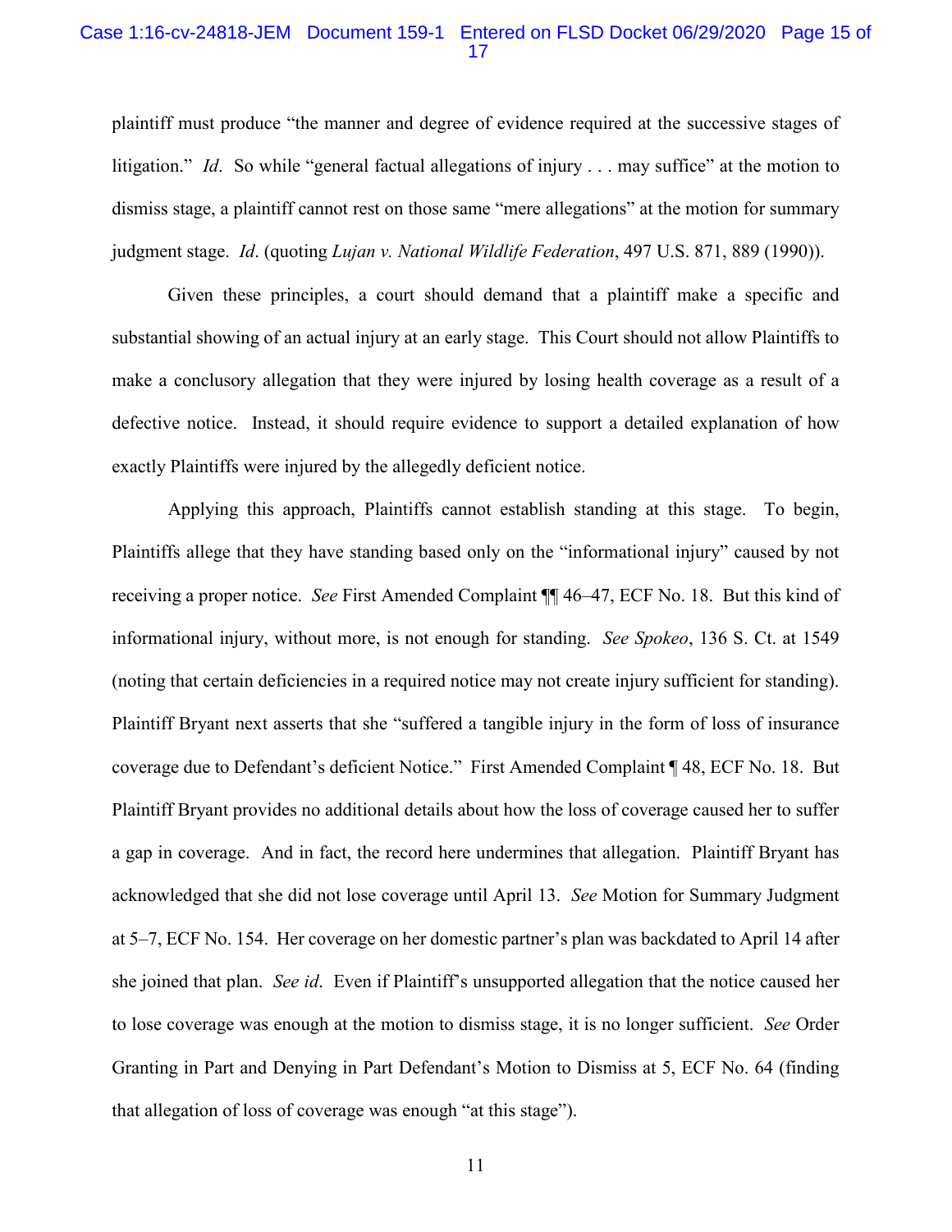plaintiff must produce "the manner and degree of evidence required at the successive stages of litigation." *Id*. So while "general factual allegations of injury . . . may suffice" at the motion to dismiss stage, a plaintiff cannot rest on those same "mere allegations" at the motion for summary judgment stage. *Id*. (quoting *Lujan v. National Wildlife Federation*, 497 U.S. 871, 889 (1990)).

Given these principles, a court should demand that a plaintiff make a specific and substantial showing of an actual injury at an early stage. This Court should not allow Plaintiffs to make a conclusory allegation that they were injured by losing health coverage as a result of a defective notice. Instead, it should require evidence to support a detailed explanation of how exactly Plaintiffs were injured by the allegedly deficient notice.

Applying this approach, Plaintiffs cannot establish standing at this stage. To begin, Plaintiffs allege that they have standing based only on the "informational injury" caused by not receiving a proper notice. *See* First Amended Complaint ¶¶ 46–47, ECF No. 18. But this kind of informational injury, without more, is not enough for standing. *See Spokeo*, 136 S. Ct. at 1549 (noting that certain deficiencies in a required notice may not create injury sufficient for standing). Plaintiff Bryant next asserts that she "suffered a tangible injury in the form of loss of insurance coverage due to Defendant's deficient Notice." First Amended Complaint ¶ 48, ECF No. 18. But Plaintiff Bryant provides no additional details about how the loss of coverage caused her to suffer a gap in coverage. And in fact, the record here undermines that allegation. Plaintiff Bryant has acknowledged that she did not lose coverage until April 13. *See* Motion for Summary Judgment at 5–7, ECF No. 154. Her coverage on her domestic partner's plan was backdated to April 14 after she joined that plan. *See id*. Even if Plaintiff's unsupported allegation that the notice caused her to lose coverage was enough at the motion to dismiss stage, it is no longer sufficient. *See* Order Granting in Part and Denying in Part Defendant's Motion to Dismiss at 5, ECF No. 64 (finding that allegation of loss of coverage was enough "at this stage").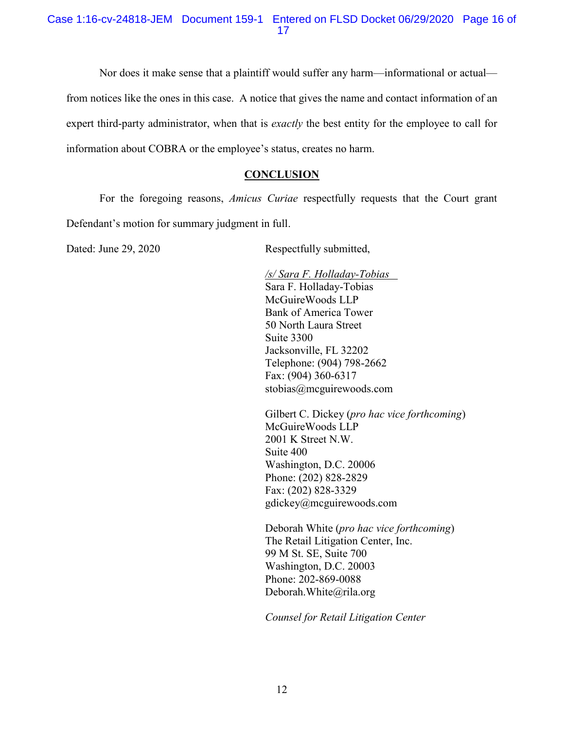Nor does it make sense that a plaintiff would suffer any harm—informational or actual—from notices like the ones in this case. A notice that gives the name and contact information of an expert third-party administrator, when that is *exactly* the best entity for the employee to call for information about COBRA or the employee's status, creates no harm.

## CONCLUSION

For the foregoing reasons, *Amicus Curiae* respectfully requests that the Court grant Defendant's motion for summary judgment in full.

Dated: June 29, 2020

Respectfully submitted,

*/s/ Sara F. Holladay-Tobias*
Sara F. Holladay-Tobias
McGuireWoods LLP
Bank of America Tower
50 North Laura Street
Suite 3300
Jacksonville, FL 32202
Telephone: (904) 798-2662
Fax: (904) 360-6317
stobias@mcguirewoods.com

Gilbert C. Dickey (*pro hac vice forthcoming*)
McGuireWoods LLP
2001 K Street N.W.
Suite 400
Washington, D.C. 20006
Phone: (202) 828-2829
Fax: (202) 828-3329
gdickey@mcguirewoods.com

Deborah White (*pro hac vice forthcoming*)
The Retail Litigation Center, Inc.
99 M St. SE, Suite 700
Washington, D.C. 20003
Phone: 202-869-0088
Deborah.White@rila.org

*Counsel for Retail Litigation Center*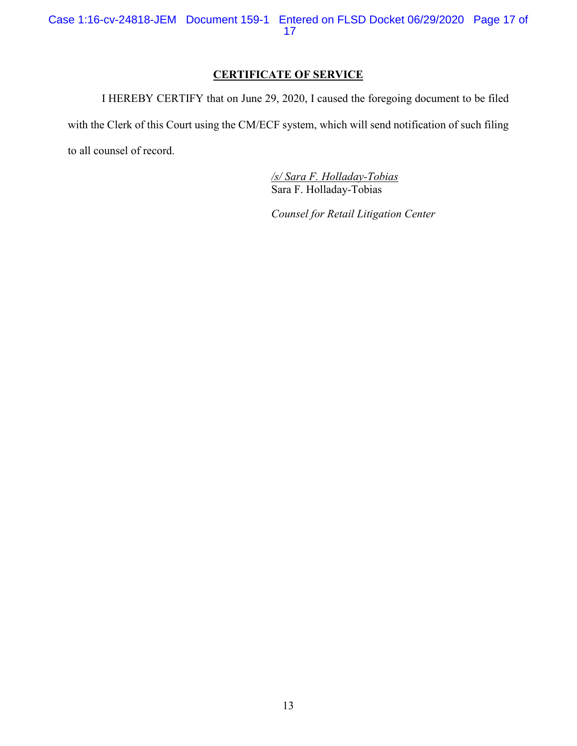## CERTIFICATE OF SERVICE

I HEREBY CERTIFY that on June 29, 2020, I caused the foregoing document to be filed with the Clerk of this Court using the CM/ECF system, which will send notification of such filing to all counsel of record.

*/s/ Sara F. Holladay-Tobias*
Sara F. Holladay-Tobias

*Counsel for Retail Litigation Center*